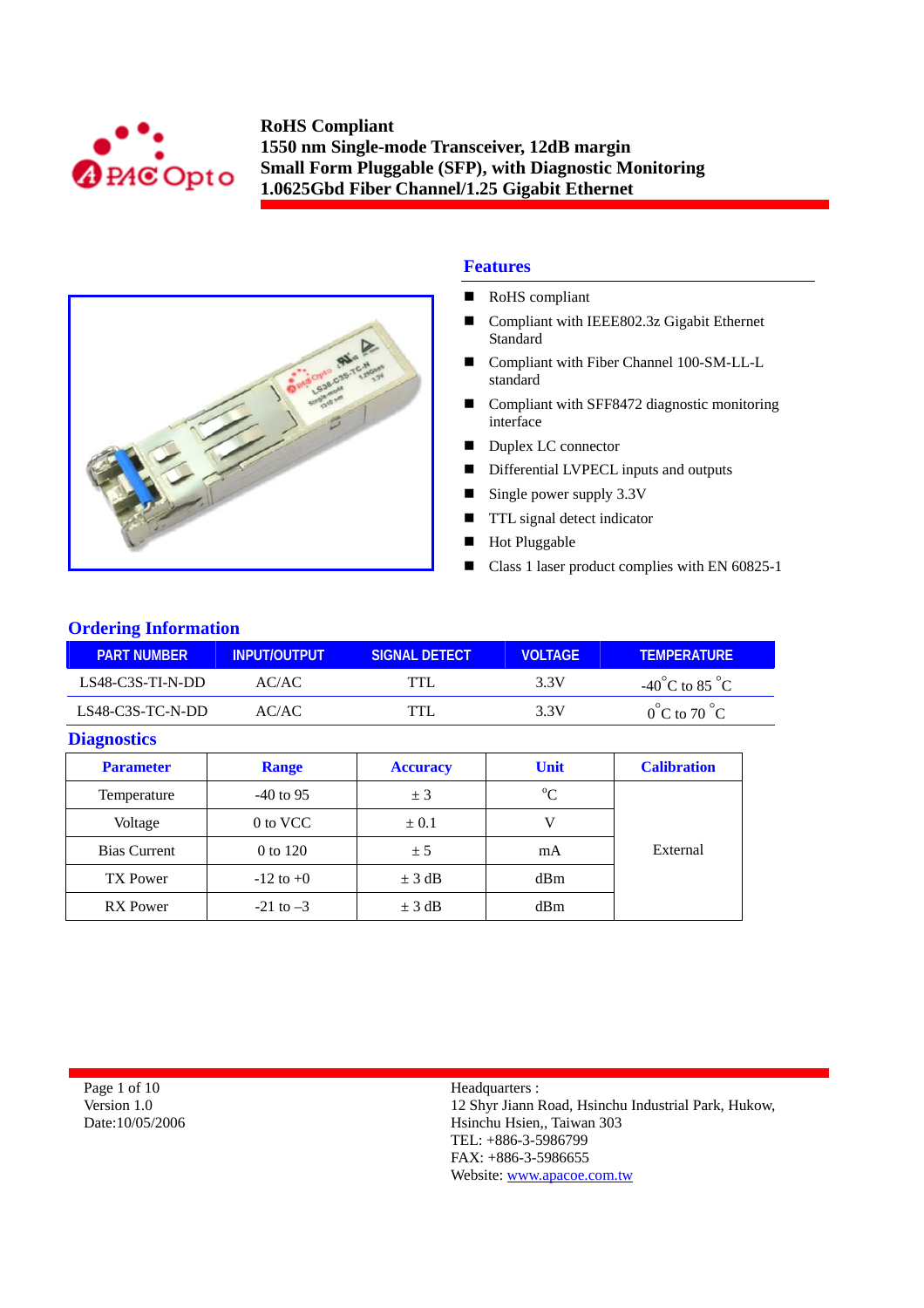# RoHS Compliant
# 1550 nm Single-mode Transceiver, 12dB margin
# Small Form Pluggable (SFP), with Diagnostic Monitoring
# 1.0625Gbd Fiber Channel/1.25 Gigabit Ethernet

## Features

- RoHS compliant
- Compliant with IEEE802.3z Gigabit Ethernet Standard
- Compliant with Fiber Channel 100-SM-LL-L standard
- Compliant with SFF8472 diagnostic monitoring interface
- Duplex LC connector
- Differential LVPECL inputs and outputs
- Single power supply 3.3V
- TTL signal detect indicator
- Hot Pluggable
- Class 1 laser product complies with EN 60825-1

## Ordering Information

| PART NUMBER | INPUT/OUTPUT | SIGNAL DETECT | VOLTAGE | TEMPERATURE |
|---|---|---|---|---|
| LS48-C3S-TI-N-DD | AC/AC | TTL | 3.3V | -40°C to 85 °C |
| LS48-C3S-TC-N-DD | AC/AC | TTL | 3.3V | 0°C to 70 °C |

## Diagnostics

| Parameter | Range | Accuracy | Unit | Calibration |
|---|---|---|---|---|
| Temperature | -40 to 95 | ± 3 | °C | External |
| Voltage | 0 to VCC | ± 0.1 | V | |
| Bias Current | 0 to 120 | ± 5 | mA | |
| TX Power | -12 to +0 | ± 3 dB | dBm | |
| RX Power | -21 to –3 | ± 3 dB | dBm | |

Version 1.0
Date:10/05/2006

Headquarters :
12 Shyr Jiann Road, Hsinchu Industrial Park, Hukow, Hsinchu Hsien,, Taiwan 303
TEL: +886-3-5986799
FAX: +886-3-5986655
Website: www.apacoe.com.tw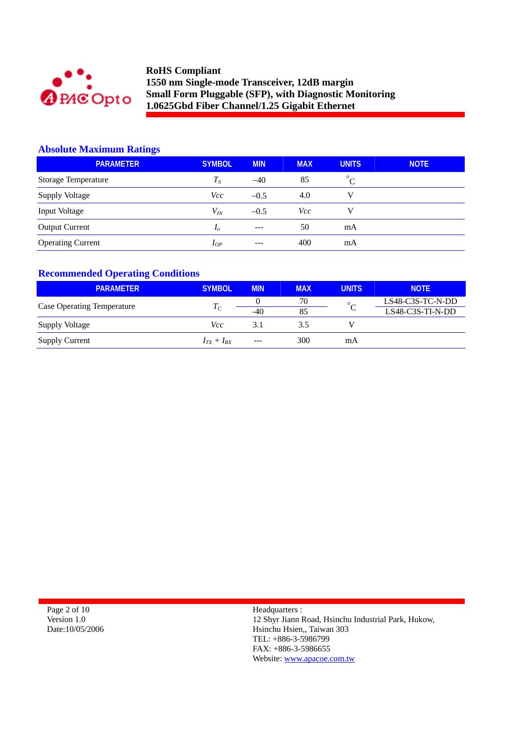## Absolute Maximum Ratings

| PARAMETER | SYMBOL | MIN | MAX | UNITS | NOTE |
|---|---|---|---|---|---|
| Storage Temperature | $T_S$ | –40 | 85 | °C | |
| Supply Voltage | $Vcc$ | –0.5 | 4.0 | V | |
| Input Voltage | $V_{IN}$ | –0.5 | $Vcc$ | V | |
| Output Current | $I_o$ | --- | 50 | mA | |
| Operating Current | $I_{OP}$ | --- | 400 | mA | |

## Recommended Operating Conditions

| PARAMETER | SYMBOL | MIN | MAX | UNITS | NOTE |
|---|---|---|---|---|---|
| Case Operating Temperature | $T_C$ | 0 | 70 | °C | LS48-C3S-TC-N-DD |
| | | -40 | 85 | | LS48-C3S-TI-N-DD |
| Supply Voltage | $Vcc$ | 3.1 | 3.5 | V | |
| Supply Current | $I_{TX} + I_{RX}$ | --- | 300 | mA | |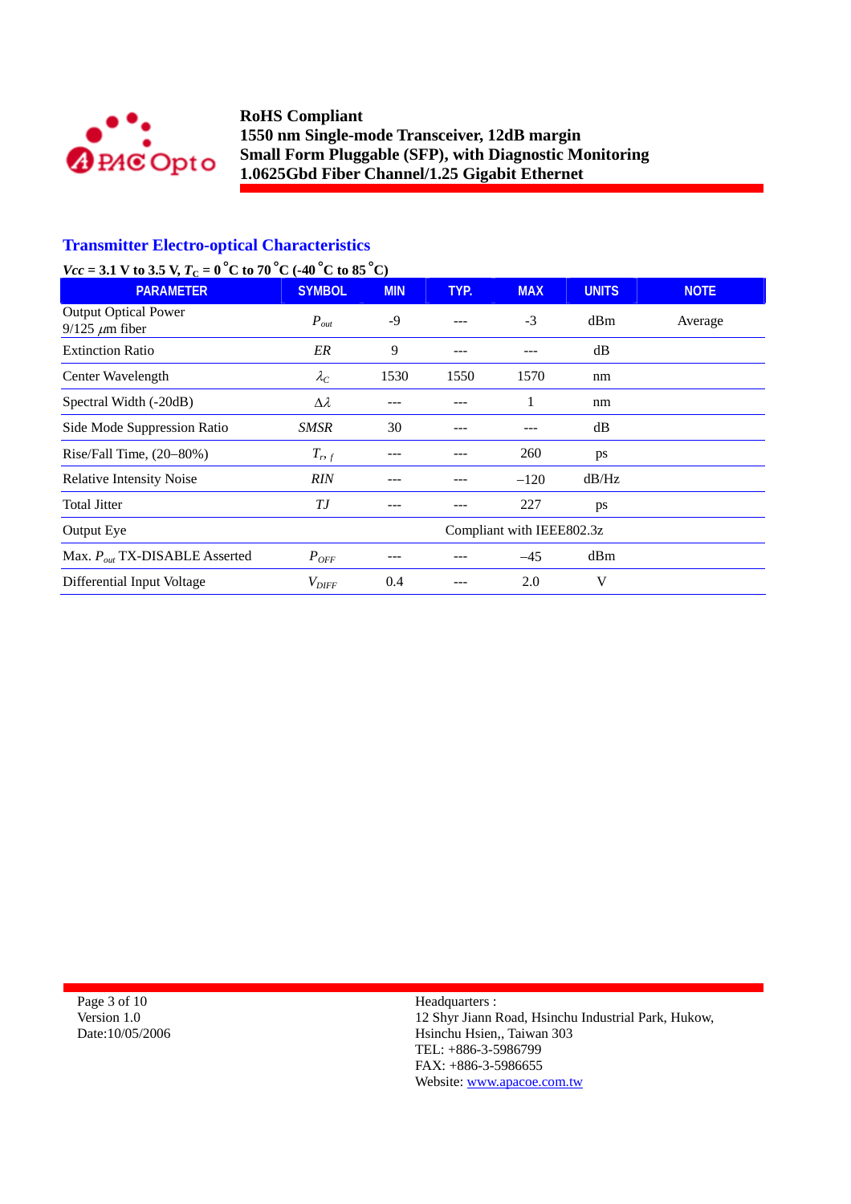## Transmitter Electro-optical Characteristics

*Vcc* = 3.1 V to 3.5 V, $T_C$ = 0 °C to 70 °C (-40 °C to 85 °C)

| PARAMETER | SYMBOL | MIN | TYP. | MAX | UNITS | NOTE |
|---|---|---|---|---|---|---|
| Output Optical Power 9/125 $\mu$m fiber | $P_{out}$ | -9 | --- | -3 | dBm | Average |
| Extinction Ratio | *ER* | 9 | --- | --- | dB | |
| Center Wavelength | $\lambda_C$ | 1530 | 1550 | 1570 | nm | |
| Spectral Width (-20dB) | $\Delta\lambda$ | --- | --- | 1 | nm | |
| Side Mode Suppression Ratio | *SMSR* | 30 | --- | --- | dB | |
| Rise/Fall Time, (20–80%) | $T_{r,f}$ | --- | --- | 260 | ps | |
| Relative Intensity Noise | *RIN* | --- | --- | –120 | dB/Hz | |
| Total Jitter | *TJ* | --- | --- | 227 | ps | |
| Output Eye | Compliant with IEEE802.3z | | | | | |
| Max. $P_{out}$ TX-DISABLE Asserted | $P_{OFF}$ | --- | --- | –45 | dBm | |
| Differential Input Voltage | $V_{DIFF}$ | 0.4 | --- | 2.0 | V | |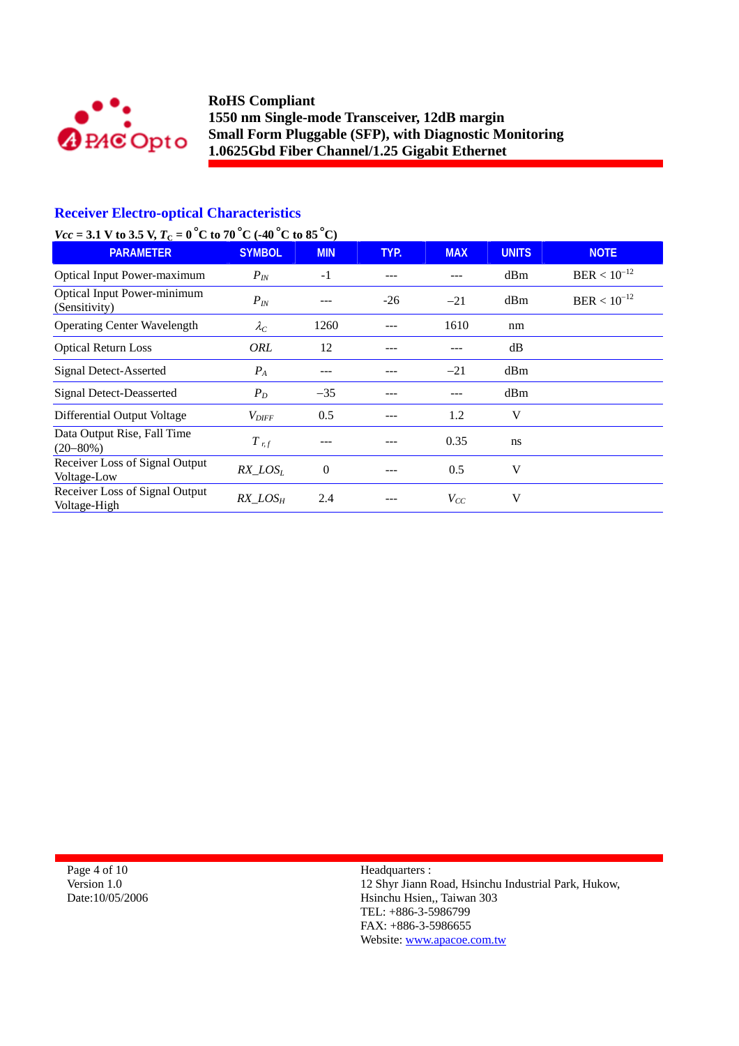## Receiver Electro-optical Characteristics

***Vcc* = 3.1 V to 3.5 V, $T_C$ = 0 °C to 70 °C (-40 °C to 85 °C)**

| PARAMETER | SYMBOL | MIN | TYP. | MAX | UNITS | NOTE |
|---|---|---|---|---|---|---|
| Optical Input Power-maximum | $P_{IN}$ | -1 | --- | --- | dBm | BER < $10^{-12}$ |
| Optical Input Power-minimum (Sensitivity) | $P_{IN}$ | --- | -26 | −21 | dBm | BER < $10^{-12}$ |
| Operating Center Wavelength | $\lambda_C$ | 1260 | --- | 1610 | nm | |
| Optical Return Loss | *ORL* | 12 | --- | --- | dB | |
| Signal Detect-Asserted | $P_A$ | --- | --- | −21 | dBm | |
| Signal Detect-Deasserted | $P_D$ | −35 | --- | --- | dBm | |
| Differential Output Voltage | $V_{DIFF}$ | 0.5 | --- | 1.2 | V | |
| Data Output Rise, Fall Time (20–80%) | $T_{r,f}$ | --- | --- | 0.35 | ns | |
| Receiver Loss of Signal Output Voltage-Low | $RX\_LOS_L$ | 0 | --- | 0.5 | V | |
| Receiver Loss of Signal Output Voltage-High | $RX\_LOS_H$ | 2.4 | --- | $V_{CC}$ | V | |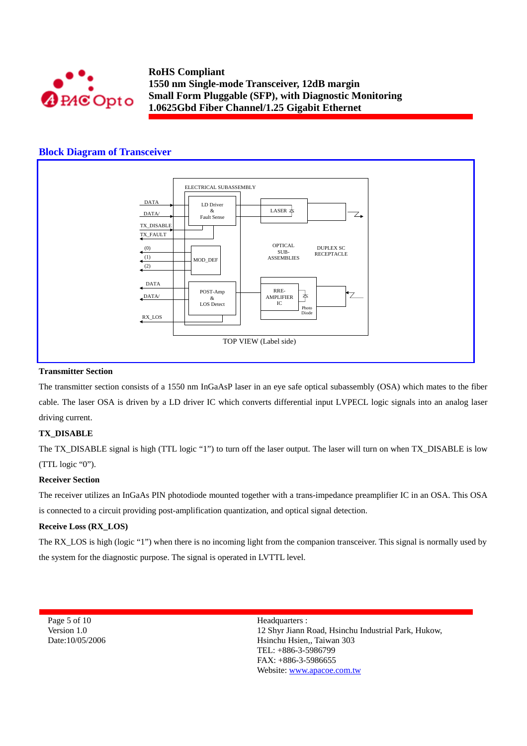## Block Diagram of Transceiver

ELECTRICAL SUBASSEMBLY

DATA
DATA/
TX_DISABLE
TX_FAULT
(0)
(1)
(2)
DATA
DATA/
RX_LOS

LD Driver & Fault Sense

LASER

MOD_DEF

OPTICAL SUB-ASSEMBLIES

DUPLEX SC RECEPTACLE

POST-Amp & LOS Detect

RRE-AMPLIFIER IC

Photo Diode

TOP VIEW (Label side)

**Transmitter Section**

The transmitter section consists of a 1550 nm InGaAsP laser in an eye safe optical subassembly (OSA) which mates to the fiber cable. The laser OSA is driven by a LD driver IC which converts differential input LVPECL logic signals into an analog laser driving current.

**TX_DISABLE**

The TX_DISABLE signal is high (TTL logic "1") to turn off the laser output. The laser will turn on when TX_DISABLE is low (TTL logic "0").

**Receiver Section**

The receiver utilizes an InGaAs PIN photodiode mounted together with a trans-impedance preamplifier IC in an OSA. This OSA is connected to a circuit providing post-amplification quantization, and optical signal detection.

**Receive Loss (RX_LOS)**

The RX_LOS is high (logic "1") when there is no incoming light from the companion transceiver. This signal is normally used by the system for the diagnostic purpose. The signal is operated in LVTTL level.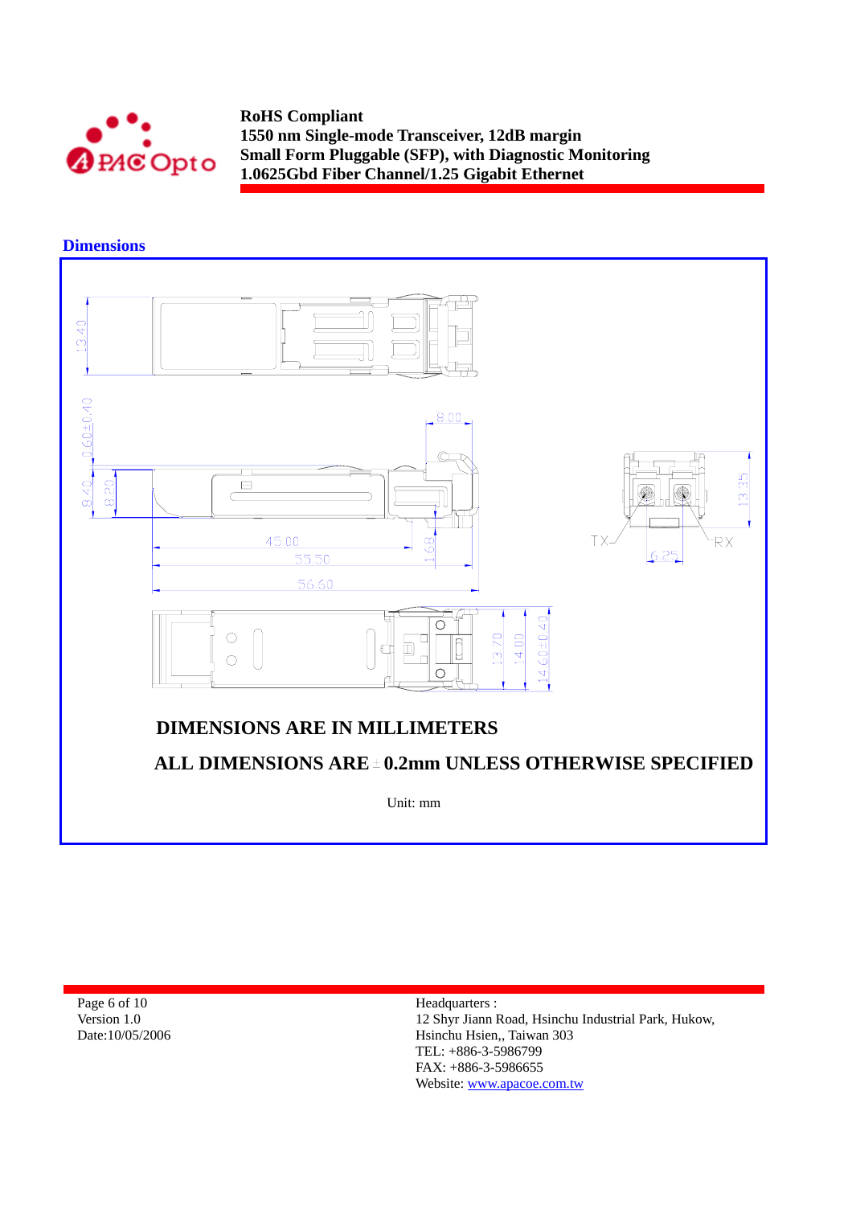## Dimensions

**DIMENSIONS ARE IN MILLIMETERS**

**ALL DIMENSIONS ARE ± 0.2mm UNLESS OTHERWISE SPECIFIED**

Unit: mm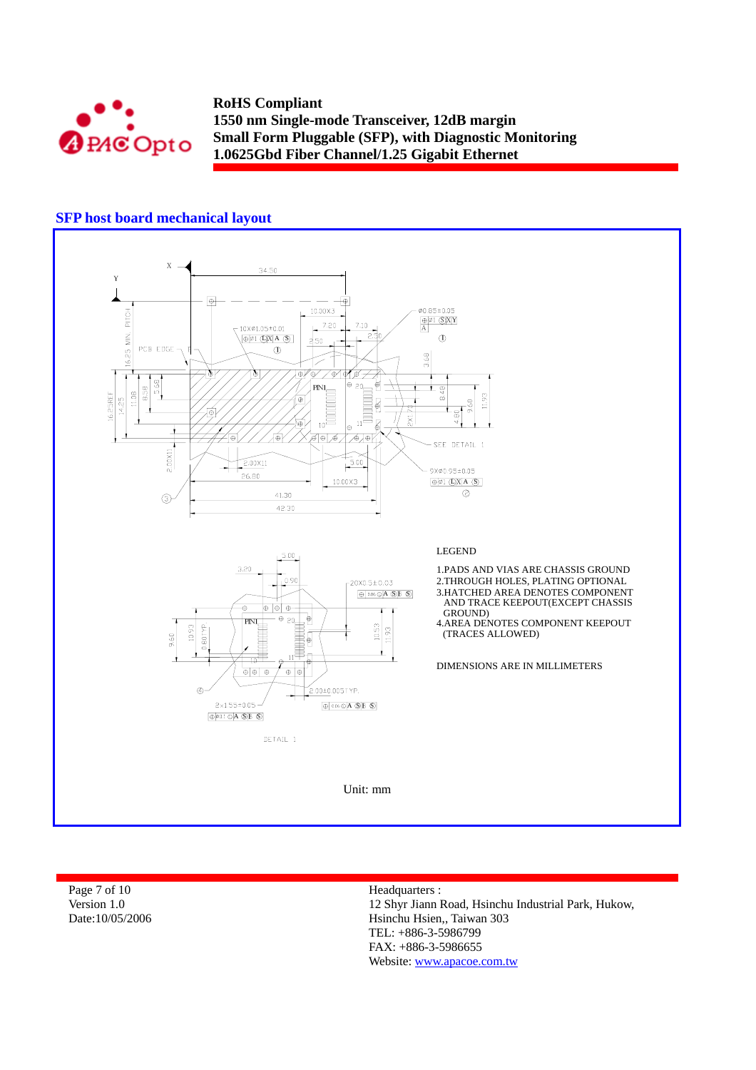## SFP host board mechanical layout

LEGEND

1. PADS AND VIAS ARE CHASSIS GROUND
2. THROUGH HOLES, PLATING OPTIONAL
3. HATCHED AREA DENOTES COMPONENT AND TRACE KEEPOUT(EXCEPT CHASSIS GROUND)
4. AREA DENOTES COMPONENT KEEPOUT (TRACES ALLOWED)

DIMENSIONS ARE IN MILLIMETERS

Unit: mm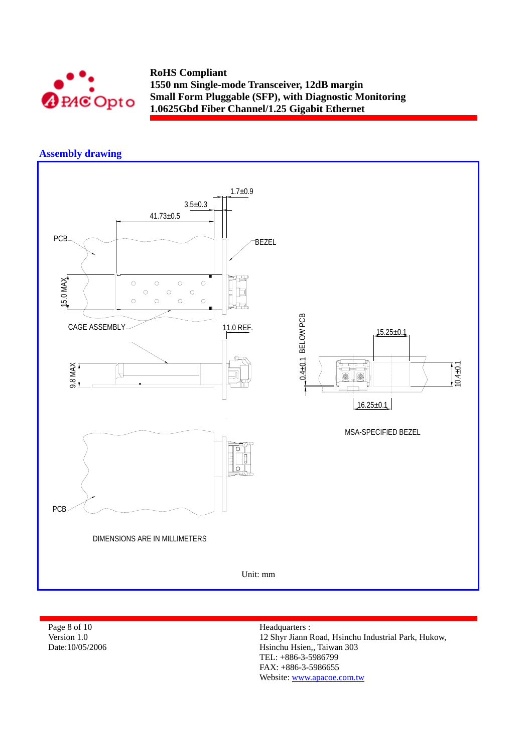## Assembly drawing

1.7±0.9

3.5±0.3

41.73±0.5

PCB

BEZEL

15.0 MAX

CAGE ASSEMBLY

11.0 REF.

9.8 MAX

0.4±0.1 BELOW PCB

15.25±0.1

10.4±0.1

16.25±0.1

MSA-SPECIFIED BEZEL

PCB

DIMENSIONS ARE IN MILLIMETERS

Unit: mm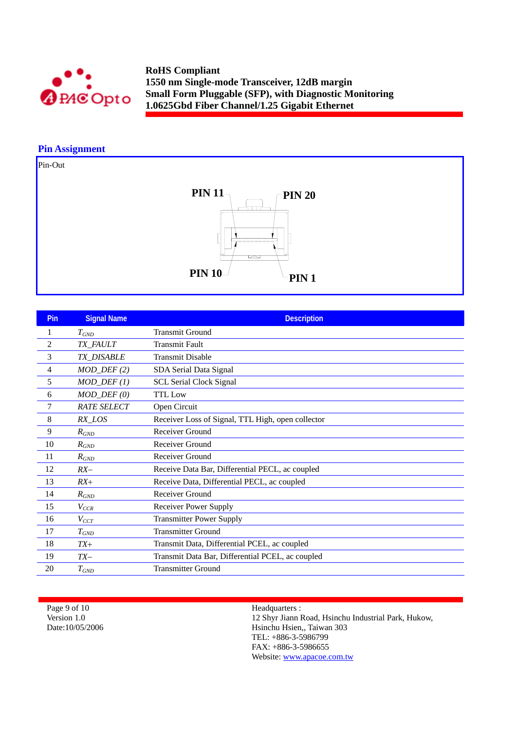## Pin Assignment

Pin-Out

PIN 11 PIN 20

PIN 10 PIN 1

| Pin | Signal Name | Description |
|---|---|---|
| 1 | $T_{GND}$ | Transmit Ground |
| 2 | *TX_FAULT* | Transmit Fault |
| 3 | *TX_DISABLE* | Transmit Disable |
| 4 | *MOD_DEF (2)* | SDA Serial Data Signal |
| 5 | *MOD_DEF (1)* | SCL Serial Clock Signal |
| 6 | *MOD_DEF (0)* | TTL Low |
| 7 | *RATE SELECT* | Open Circuit |
| 8 | *RX_LOS* | Receiver Loss of Signal, TTL High, open collector |
| 9 | $R_{GND}$ | Receiver Ground |
| 10 | $R_{GND}$ | Receiver Ground |
| 11 | $R_{GND}$ | Receiver Ground |
| 12 | *RX–* | Receive Data Bar, Differential PECL, ac coupled |
| 13 | *RX+* | Receive Data, Differential PECL, ac coupled |
| 14 | $R_{GND}$ | Receiver Ground |
| 15 | $V_{CCR}$ | Receiver Power Supply |
| 16 | $V_{CCT}$ | Transmitter Power Supply |
| 17 | $T_{GND}$ | Transmitter Ground |
| 18 | *TX+* | Transmit Data, Differential PCEL, ac coupled |
| 19 | *TX–* | Transmit Data Bar, Differential PCEL, ac coupled |
| 20 | $T_{GND}$ | Transmitter Ground |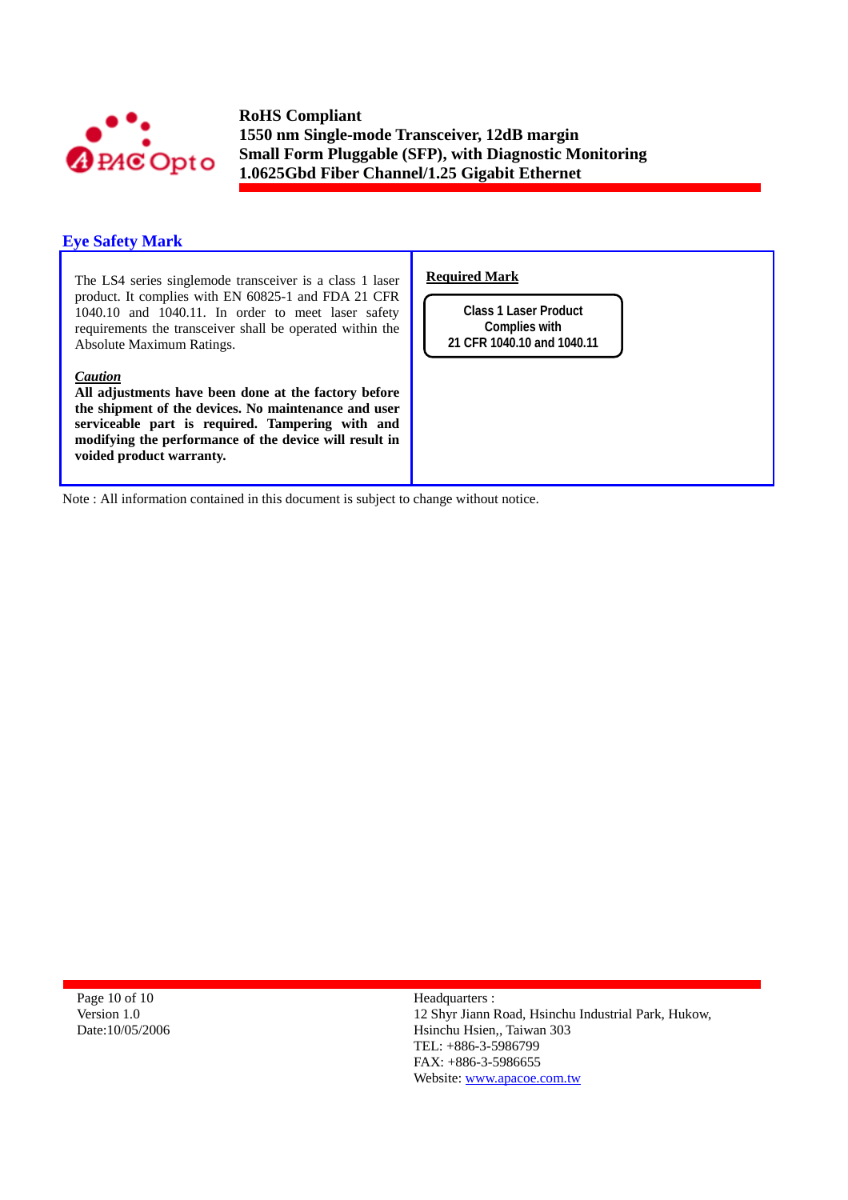## Eye Safety Mark

| | |
|---|---|
| The LS4 series singlemode transceiver is a class 1 laser product. It complies with EN 60825-1 and FDA 21 CFR 1040.10 and 1040.11. In order to meet laser safety requirements the transceiver shall be operated within the Absolute Maximum Ratings.<br><br>***Caution***<br>**All adjustments have been done at the factory before the shipment of the devices. No maintenance and user serviceable part is required. Tampering with and modifying the performance of the device will result in voided product warranty.** | **Required Mark**<br><br>**Class 1 Laser Product**<br>**Complies with**<br>**21 CFR 1040.10 and 1040.11** |

Note : All information contained in this document is subject to change without notice.

Headquarters :
12 Shyr Jiann Road, Hsinchu Industrial Park, Hukow, Hsinchu Hsien,, Taiwan 303
TEL: +886-3-5986799
FAX: +886-3-5986655
Website: www.apacoe.com.tw